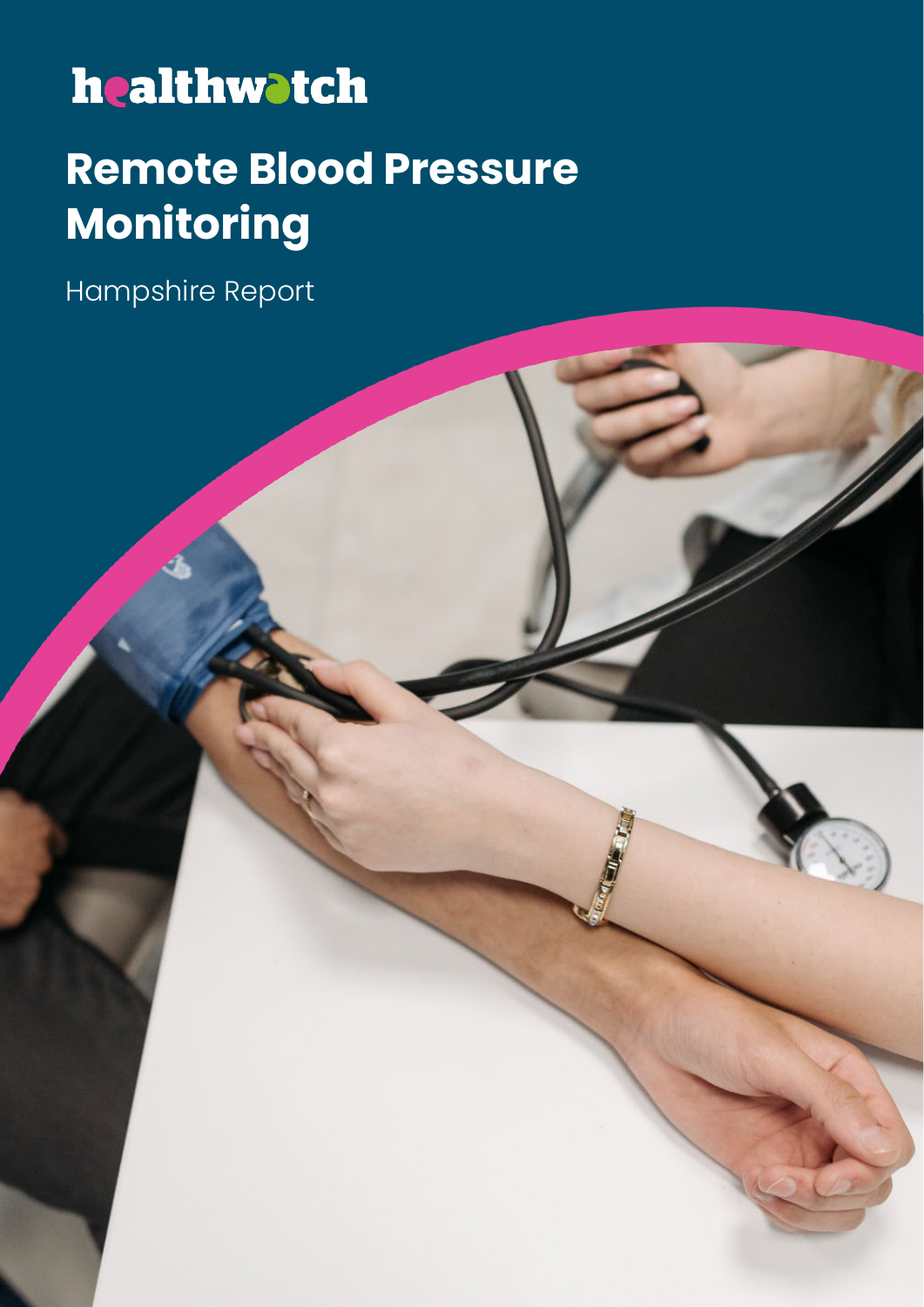healthwatch

# Remote Blood Pressure Monitoring

Hampshire Report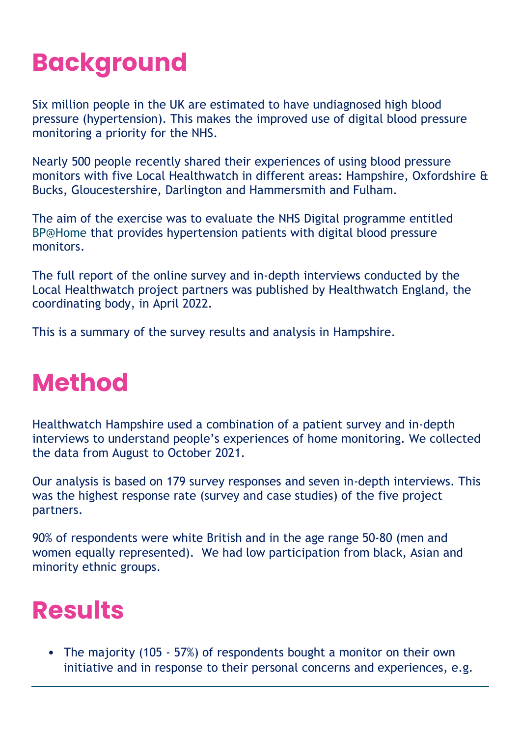# Background

Six million people in the UK are estimated to have undiagnosed high blood pressure (hypertension). This makes the improved use of digital blood pressure monitoring a priority for the NHS.

Nearly 500 people recently shared their experiences of using blood pressure monitors with five Local Healthwatch in different areas: Hampshire, Oxfordshire & Bucks, Gloucestershire, Darlington and Hammersmith and Fulham.

The aim of the exercise was to evaluate the NHS Digital programme entitled BP@Home that provides hypertension patients with digital blood pressure monitors.

The full report of the online survey and in-depth interviews conducted by the Local Healthwatch project partners was published by Healthwatch England, the coordinating body, in April 2022.

This is a summary of the survey results and analysis in Hampshire.

# Method

Healthwatch Hampshire used a combination of a patient survey and in-depth interviews to understand people's experiences of home monitoring. We collected the data from August to October 2021.

Our analysis is based on 179 survey responses and seven in-depth interviews. This was the highest response rate (survey and case studies) of the five project partners.

90% of respondents were white British and in the age range 50-80 (men and women equally represented). We had low participation from black, Asian and minority ethnic groups.

# Results

- The majority (105 - 57%) of respondents bought a monitor on their own initiative and in response to their personal concerns and experiences, e.g.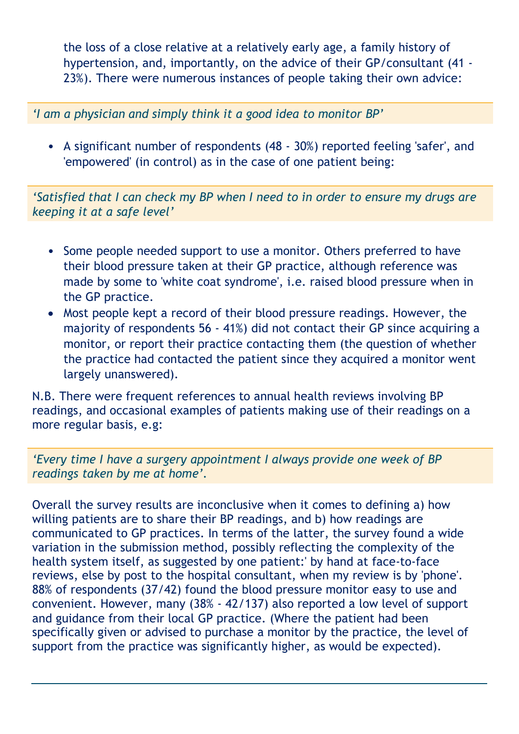the loss of a close relative at a relatively early age, a family history of hypertension, and, importantly, on the advice of their GP/consultant (41 - 23%). There were numerous instances of people taking their own advice:

> *'I am a physician and simply think it a good idea to monitor BP'*

- A significant number of respondents (48 - 30%) reported feeling 'safer', and 'empowered' (in control) as in the case of one patient being:

> *'Satisfied that I can check my BP when I need to in order to ensure my drugs are keeping it at a safe level'*

- Some people needed support to use a monitor. Others preferred to have their blood pressure taken at their GP practice, although reference was made by some to 'white coat syndrome', i.e. raised blood pressure when in the GP practice.
- Most people kept a record of their blood pressure readings. However, the majority of respondents 56 - 41%) did not contact their GP since acquiring a monitor, or report their practice contacting them (the question of whether the practice had contacted the patient since they acquired a monitor went largely unanswered).

N.B. There were frequent references to annual health reviews involving BP readings, and occasional examples of patients making use of their readings on a more regular basis, e.g:

> *'Every time I have a surgery appointment I always provide one week of BP readings taken by me at home'.*

Overall the survey results are inconclusive when it comes to defining a) how willing patients are to share their BP readings, and b) how readings are communicated to GP practices. In terms of the latter, the survey found a wide variation in the submission method, possibly reflecting the complexity of the health system itself, as suggested by one patient:' by hand at face-to-face reviews, else by post to the hospital consultant, when my review is by 'phone'. 88% of respondents (37/42) found the blood pressure monitor easy to use and convenient. However, many (38% - 42/137) also reported a low level of support and guidance from their local GP practice. (Where the patient had been specifically given or advised to purchase a monitor by the practice, the level of support from the practice was significantly higher, as would be expected).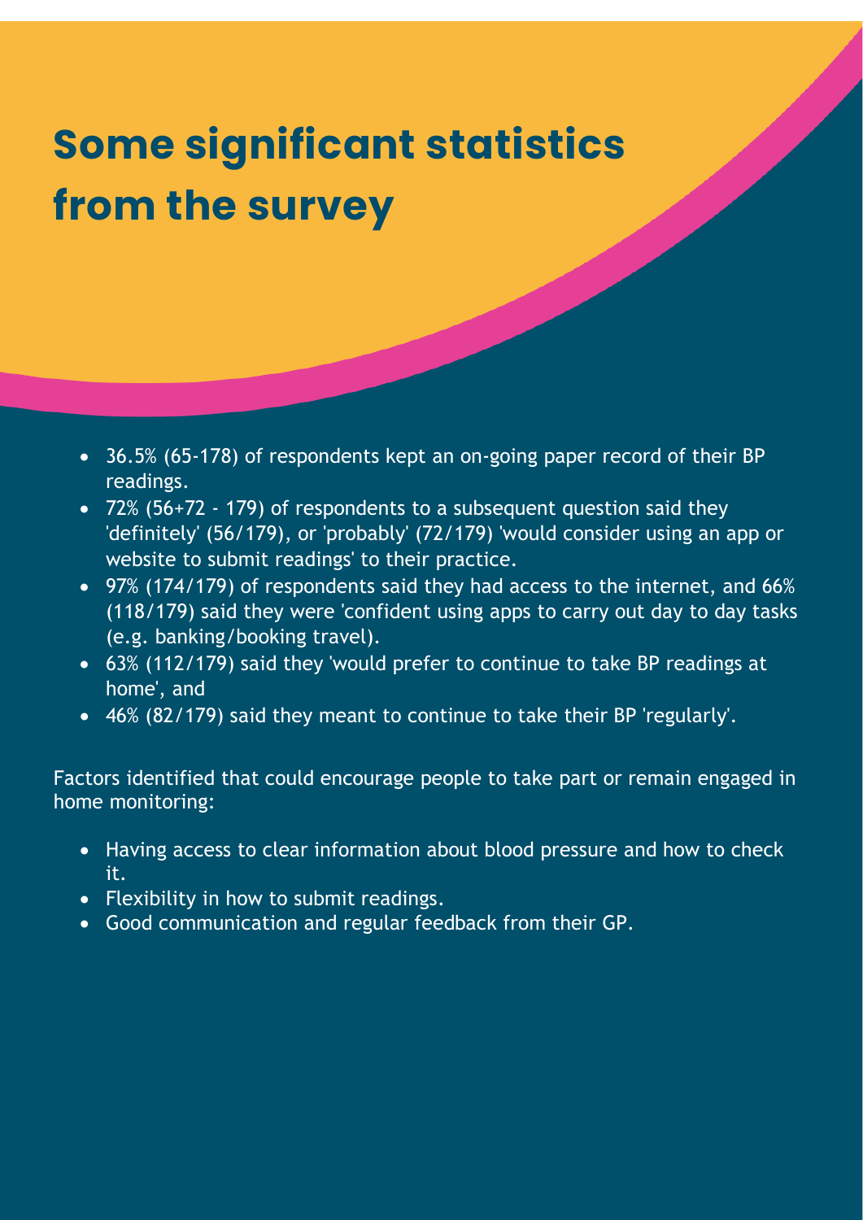# Some significant statistics from the survey

- 36.5% (65-178) of respondents kept an on-going paper record of their BP readings.
- 72% (56+72 - 179) of respondents to a subsequent question said they 'definitely' (56/179), or 'probably' (72/179) 'would consider using an app or website to submit readings' to their practice.
- 97% (174/179) of respondents said they had access to the internet, and 66% (118/179) said they were 'confident using apps to carry out day to day tasks (e.g. banking/booking travel).
- 63% (112/179) said they 'would prefer to continue to take BP readings at home', and
- 46% (82/179) said they meant to continue to take their BP 'regularly'.

Factors identified that could encourage people to take part or remain engaged in home monitoring:

- Having access to clear information about blood pressure and how to check it.
- Flexibility in how to submit readings.
- Good communication and regular feedback from their GP.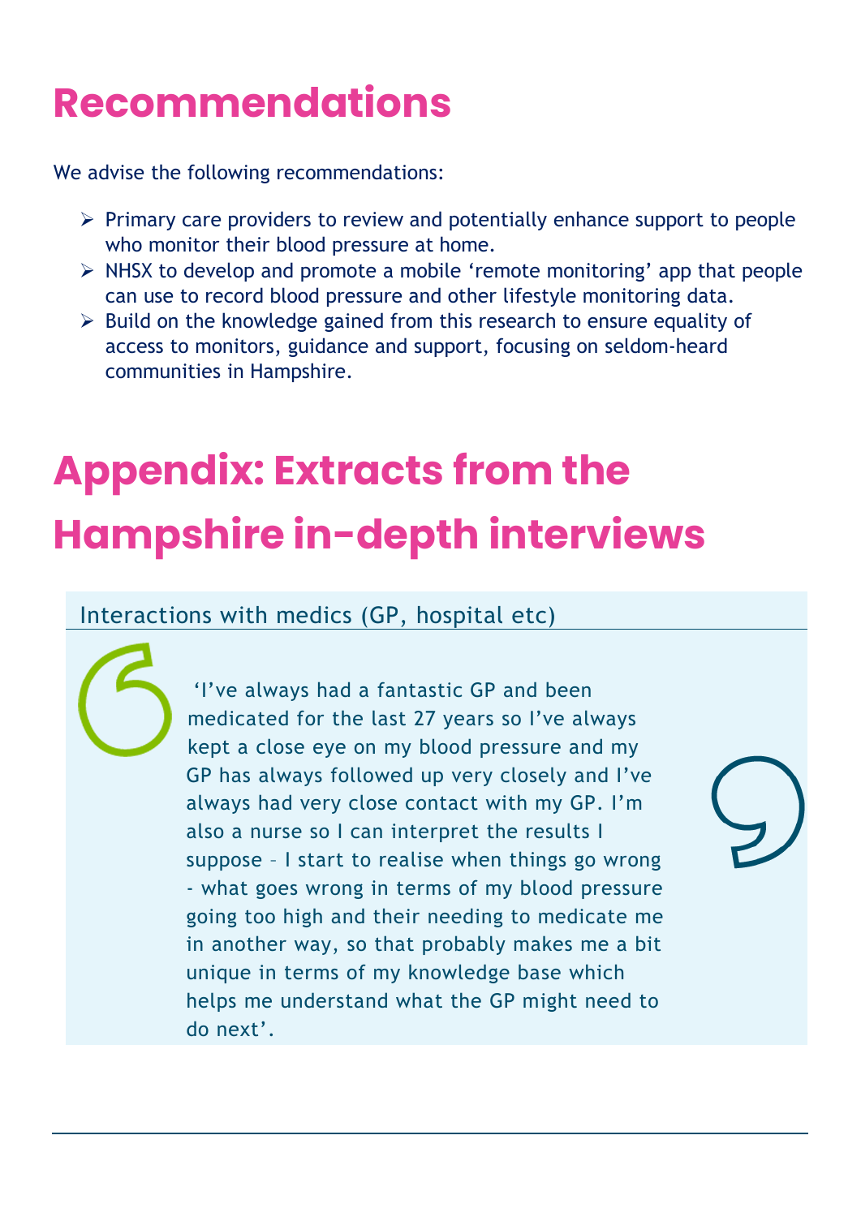# Recommendations

We advise the following recommendations:

- Primary care providers to review and potentially enhance support to people who monitor their blood pressure at home.
- NHSX to develop and promote a mobile 'remote monitoring' app that people can use to record blood pressure and other lifestyle monitoring data.
- Build on the knowledge gained from this research to ensure equality of access to monitors, guidance and support, focusing on seldom-heard communities in Hampshire.

# Appendix: Extracts from the Hampshire in-depth interviews

## Interactions with medics (GP, hospital etc)

> 'I've always had a fantastic GP and been medicated for the last 27 years so I've always kept a close eye on my blood pressure and my GP has always followed up very closely and I've always had very close contact with my GP. I'm also a nurse so I can interpret the results I suppose – I start to realise when things go wrong - what goes wrong in terms of my blood pressure going too high and their needing to medicate me in another way, so that probably makes me a bit unique in terms of my knowledge base which helps me understand what the GP might need to do next'.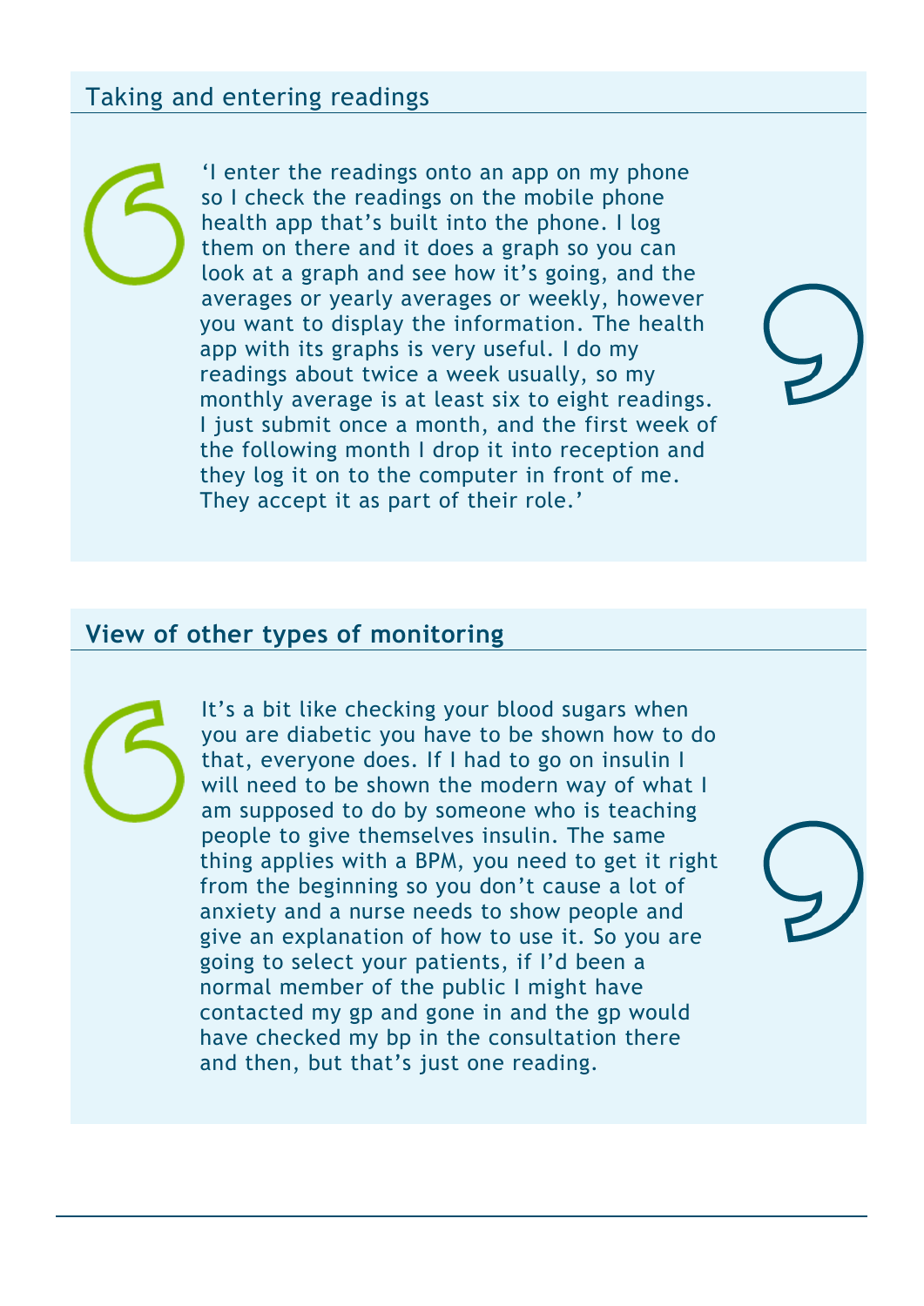## Taking and entering readings

'I enter the readings onto an app on my phone so I check the readings on the mobile phone health app that's built into the phone. I log them on there and it does a graph so you can look at a graph and see how it's going, and the averages or yearly averages or weekly, however you want to display the information. The health app with its graphs is very useful. I do my readings about twice a week usually, so my monthly average is at least six to eight readings. I just submit once a month, and the first week of the following month I drop it into reception and they log it on to the computer in front of me. They accept it as part of their role.'

## View of other types of monitoring

It's a bit like checking your blood sugars when you are diabetic you have to be shown how to do that, everyone does. If I had to go on insulin I will need to be shown the modern way of what I am supposed to do by someone who is teaching people to give themselves insulin. The same thing applies with a BPM, you need to get it right from the beginning so you don't cause a lot of anxiety and a nurse needs to show people and give an explanation of how to use it. So you are going to select your patients, if I'd been a normal member of the public I might have contacted my gp and gone in and the gp would have checked my bp in the consultation there and then, but that's just one reading.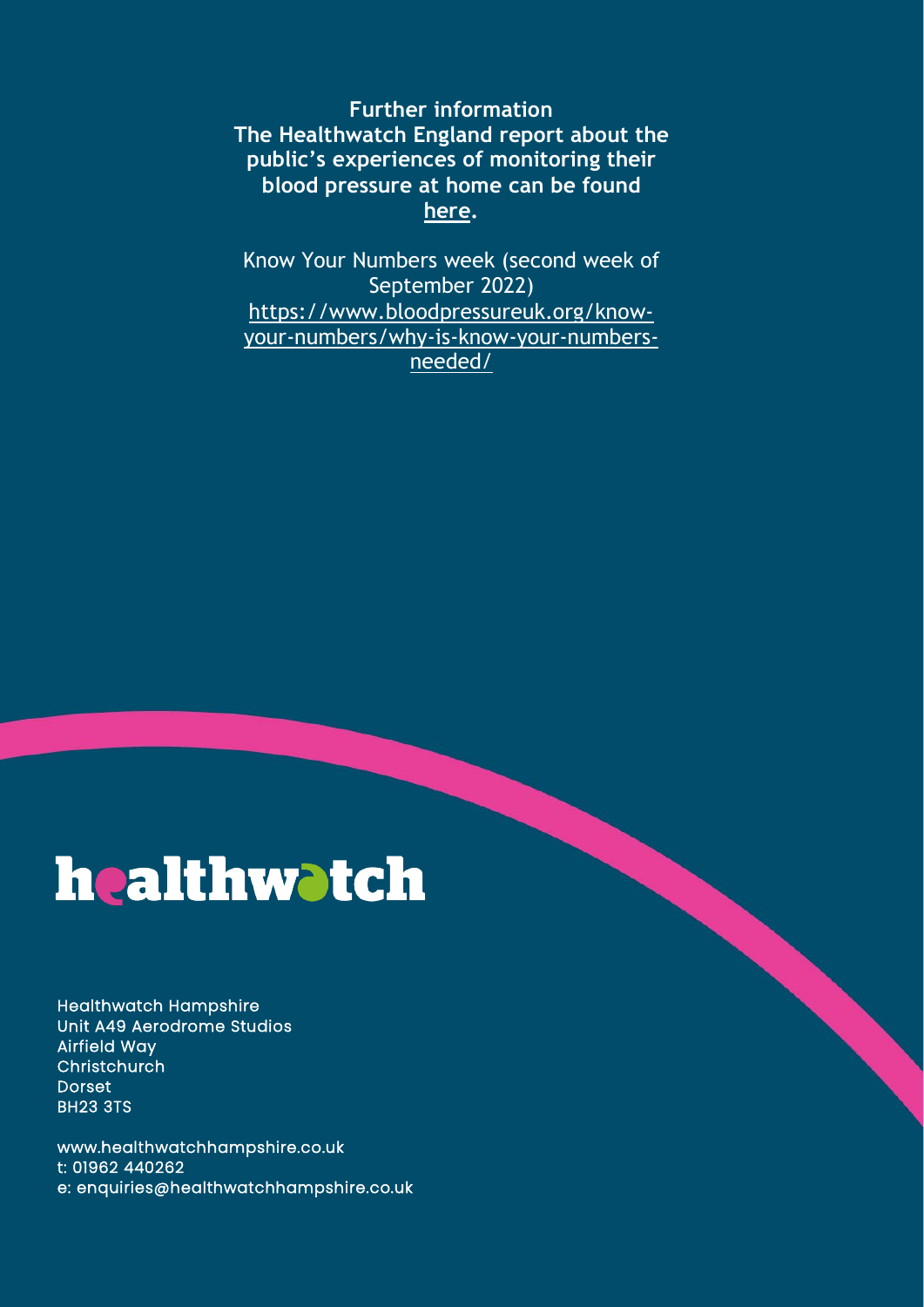**Further information**
**The Healthwatch England report about the public's experiences of monitoring their blood pressure at home can be found here.**

Know Your Numbers week (second week of September 2022)
https://www.bloodpressureuk.org/know-your-numbers/why-is-know-your-numbers-needed/

healthwatch

Healthwatch Hampshire
Unit A49 Aerodrome Studios
Airfield Way
Christchurch
Dorset
BH23 3TS

www.healthwatchhampshire.co.uk
t: 01962 440262
e: enquiries@healthwatchhampshire.co.uk